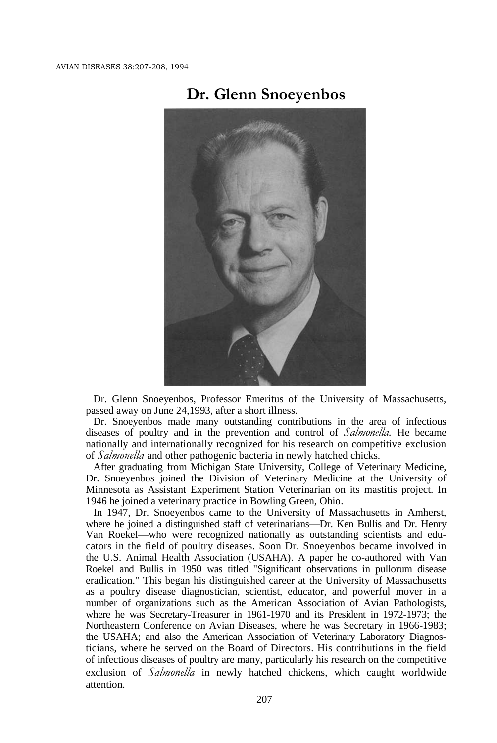# Dr. Glenn Snoeyenbos

Dr. Glenn Snoeyenbos, Professor Emeritus of the University of Massachusetts, passed away on June 24,1993, after a short illness.

Dr. Snoeyenbos made many outstanding contributions in the area of infectious diseases of poultry and in the prevention and control of *Salmonella*. He became nationally and internationally recognized for his research on competitive exclusion of *Salmonella* and other pathogenic bacteria in newly hatched chicks.

After graduating from Michigan State University, College of Veterinary Medicine, Dr. Snoeyenbos joined the Division of Veterinary Medicine at the University of Minnesota as Assistant Experiment Station Veterinarian on its mastitis project. In 1946 he joined a veterinary practice in Bowling Green, Ohio.

In 1947, Dr. Snoeyenbos came to the University of Massachusetts in Amherst, where he joined a distinguished staff of veterinarians—Dr. Ken Bullis and Dr. Henry Van Roekel—who were recognized nationally as outstanding scientists and educators in the field of poultry diseases. Soon Dr. Snoeyenbos became involved in the U.S. Animal Health Association (USAHA). A paper he co-authored with Van Roekel and Bullis in 1950 was titled "Significant observations in pullorum disease eradication." This began his distinguished career at the University of Massachusetts as a poultry disease diagnostician, scientist, educator, and powerful mover in a number of organizations such as the American Association of Avian Pathologists, where he was Secretary-Treasurer in 1961-1970 and its President in 1972-1973; the Northeastern Conference on Avian Diseases, where he was Secretary in 1966-1983; the USAHA; and also the American Association of Veterinary Laboratory Diagnosticians, where he served on the Board of Directors. His contributions in the field of infectious diseases of poultry are many, particularly his research on the competitive exclusion of *Salmonella* in newly hatched chickens, which caught worldwide attention.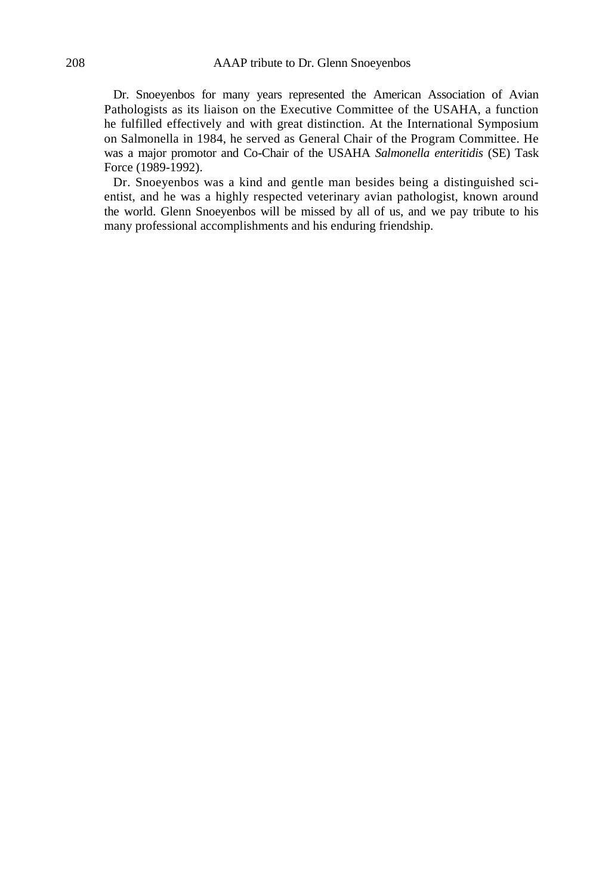Dr. Snoeyenbos for many years represented the American Association of Avian Pathologists as its liaison on the Executive Committee of the USAHA, a function he fulfilled effectively and with great distinction. At the International Symposium on Salmonella in 1984, he served as General Chair of the Program Committee. He was a major promotor and Co-Chair of the USAHA *Salmonella enteritidis* (SE) Task Force (1989-1992).

Dr. Snoeyenbos was a kind and gentle man besides being a distinguished scientist, and he was a highly respected veterinary avian pathologist, known around the world. Glenn Snoeyenbos will be missed by all of us, and we pay tribute to his many professional accomplishments and his enduring friendship.